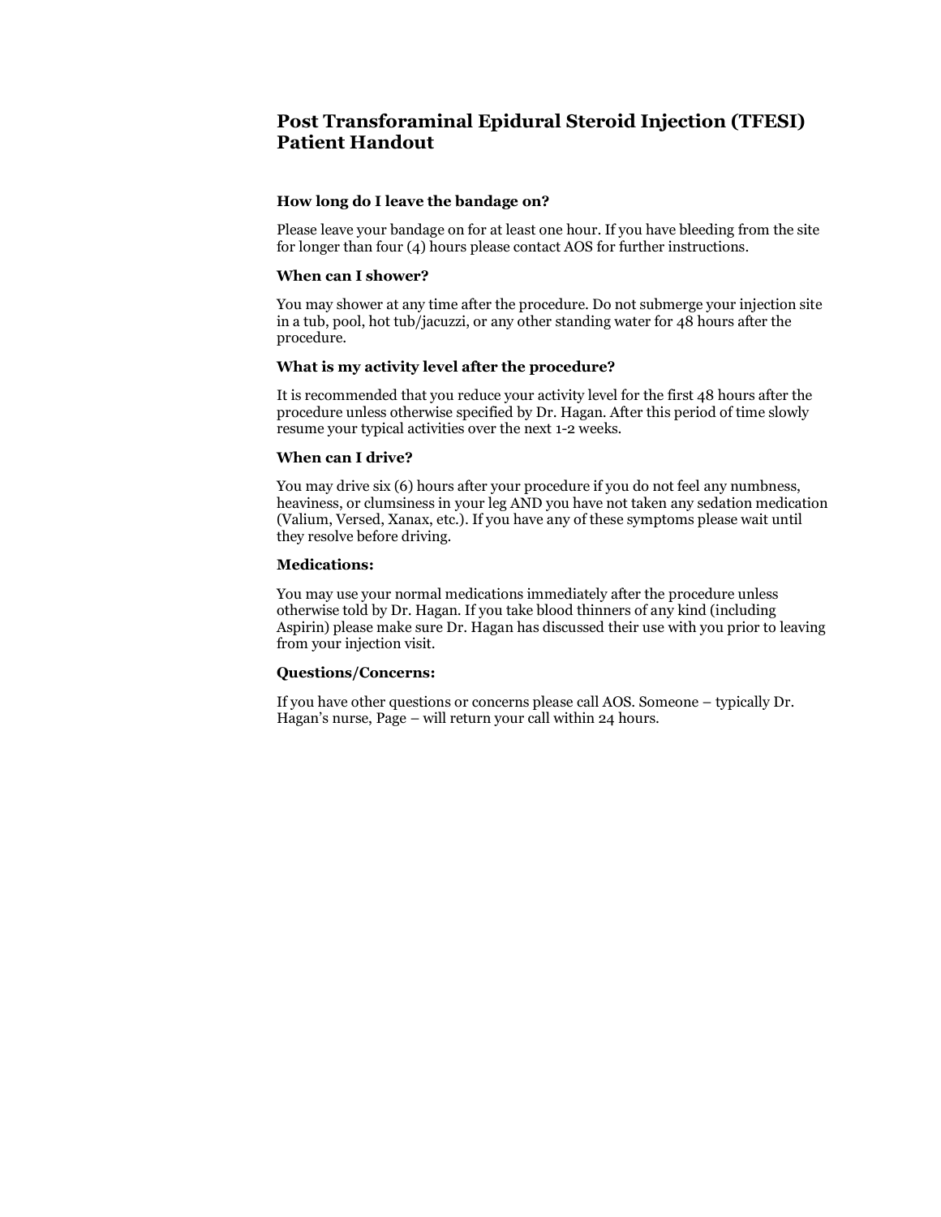# Post Transforaminal Epidural Steroid Injection (TFESI) Patient Handout

### How long do I leave the bandage on?

Please leave your bandage on for at least one hour. If you have bleeding from the site for longer than four (4) hours please contact AOS for further instructions.

### When can I shower?

You may shower at any time after the procedure. Do not submerge your injection site in a tub, pool, hot tub/jacuzzi, or any other standing water for 48 hours after the procedure.

### What is my activity level after the procedure?

It is recommended that you reduce your activity level for the first 48 hours after the procedure unless otherwise specified by Dr. Hagan. After this period of time slowly resume your typical activities over the next 1-2 weeks.

### When can I drive?

You may drive six (6) hours after your procedure if you do not feel any numbness, heaviness, or clumsiness in your leg AND you have not taken any sedation medication (Valium, Versed, Xanax, etc.). If you have any of these symptoms please wait until they resolve before driving.

### Medications:

You may use your normal medications immediately after the procedure unless otherwise told by Dr. Hagan. If you take blood thinners of any kind (including Aspirin) please make sure Dr. Hagan has discussed their use with you prior to leaving from your injection visit.

### Questions/Concerns:

If you have other questions or concerns please call AOS. Someone – typically Dr. Hagan's nurse, Page – will return your call within 24 hours.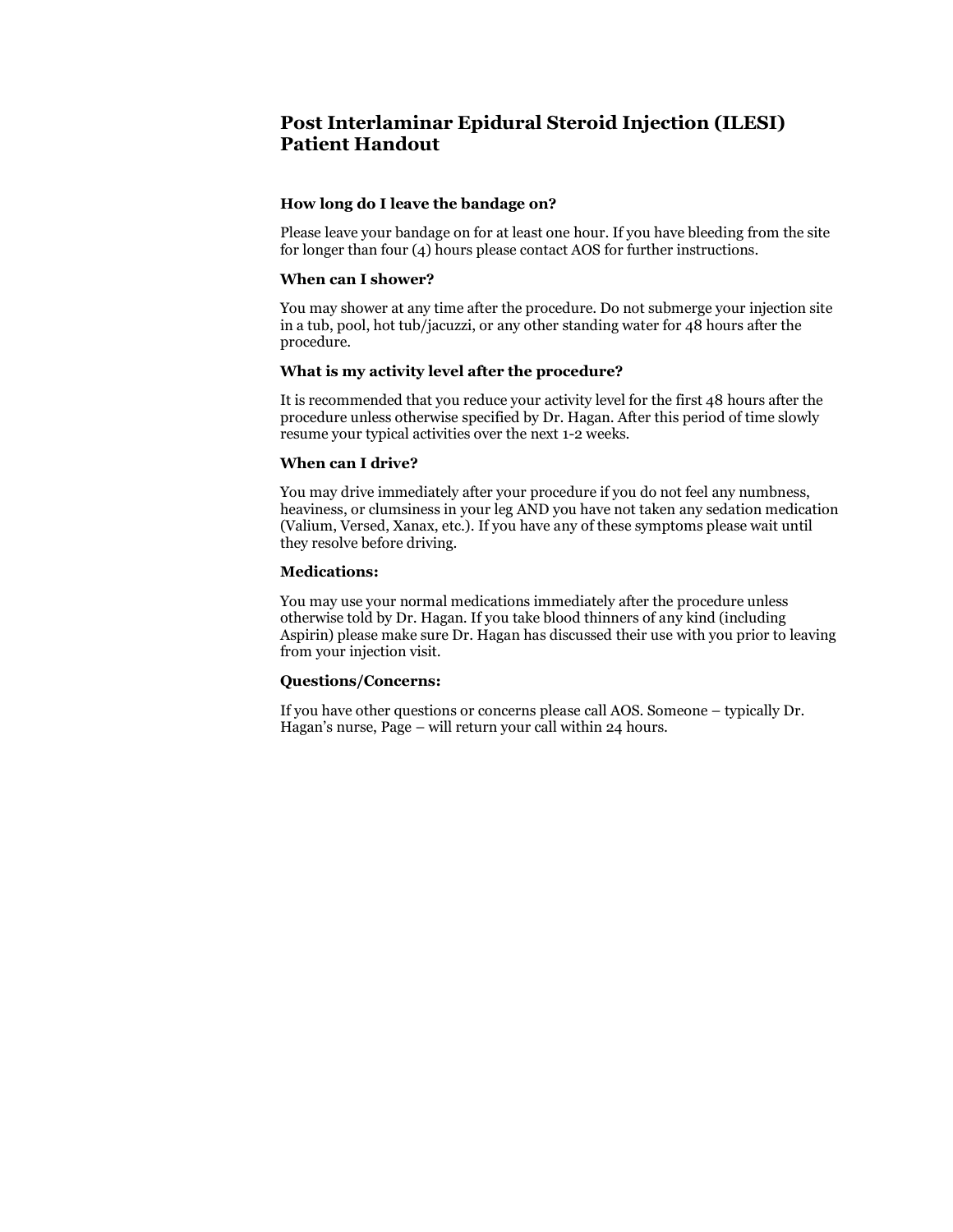# Post Interlaminar Epidural Steroid Injection (ILESI) Patient Handout

### How long do I leave the bandage on?

Please leave your bandage on for at least one hour. If you have bleeding from the site for longer than four (4) hours please contact AOS for further instructions.

### When can I shower?

You may shower at any time after the procedure. Do not submerge your injection site in a tub, pool, hot tub/jacuzzi, or any other standing water for 48 hours after the procedure.

### What is my activity level after the procedure?

It is recommended that you reduce your activity level for the first 48 hours after the procedure unless otherwise specified by Dr. Hagan. After this period of time slowly resume your typical activities over the next 1-2 weeks.

### When can I drive?

You may drive immediately after your procedure if you do not feel any numbness, heaviness, or clumsiness in your leg AND you have not taken any sedation medication (Valium, Versed, Xanax, etc.). If you have any of these symptoms please wait until they resolve before driving.

### Medications:

You may use your normal medications immediately after the procedure unless otherwise told by Dr. Hagan. If you take blood thinners of any kind (including Aspirin) please make sure Dr. Hagan has discussed their use with you prior to leaving from your injection visit.

### Questions/Concerns:

If you have other questions or concerns please call AOS. Someone – typically Dr. Hagan's nurse, Page – will return your call within 24 hours.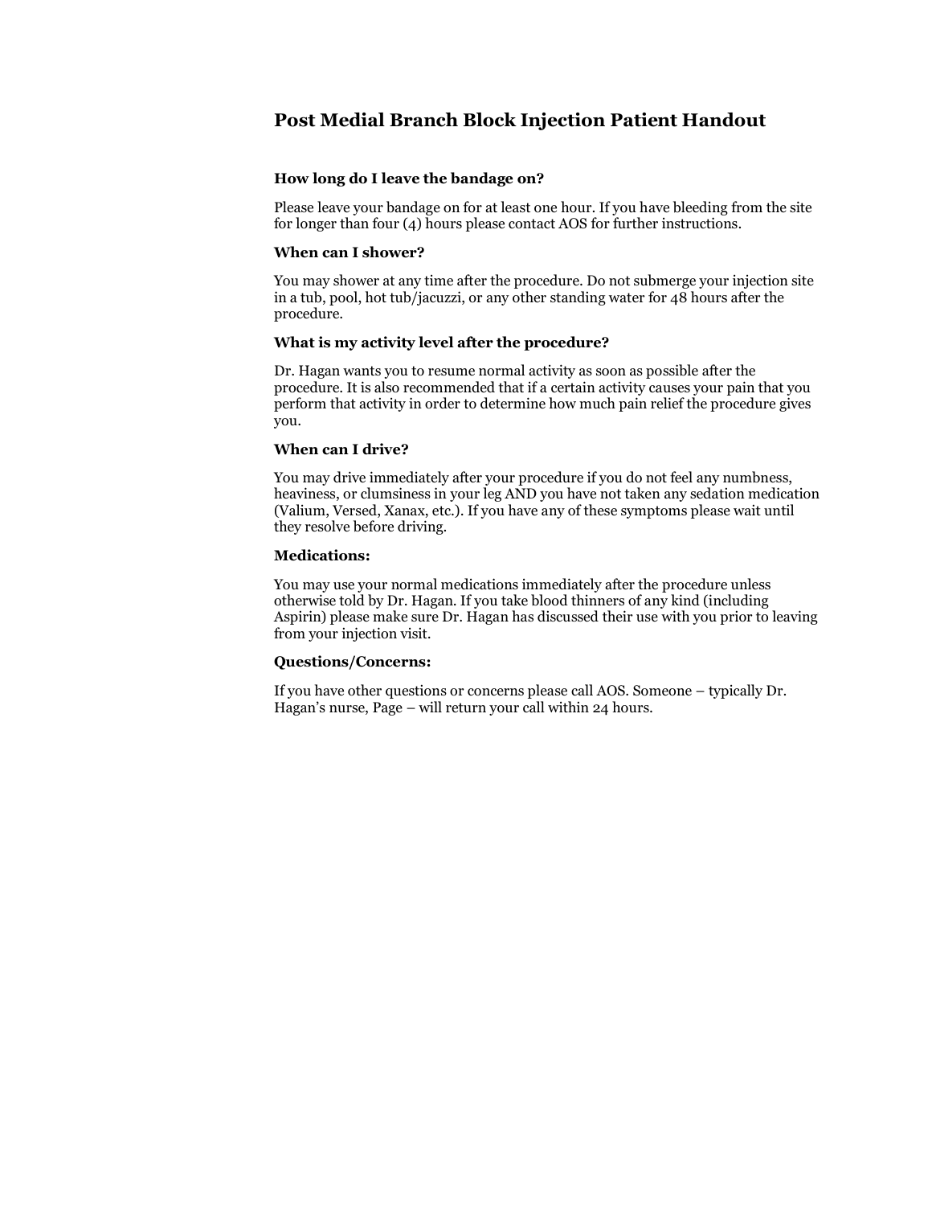## Post Medial Branch Block Injection Patient Handout

**How long do I leave the bandage on?**

Please leave your bandage on for at least one hour. If you have bleeding from the site for longer than four (4) hours please contact AOS for further instructions.

**When can I shower?**

You may shower at any time after the procedure. Do not submerge your injection site in a tub, pool, hot tub/jacuzzi, or any other standing water for 48 hours after the procedure.

**What is my activity level after the procedure?**

Dr. Hagan wants you to resume normal activity as soon as possible after the procedure. It is also recommended that if a certain activity causes your pain that you perform that activity in order to determine how much pain relief the procedure gives you.

**When can I drive?**

You may drive immediately after your procedure if you do not feel any numbness, heaviness, or clumsiness in your leg AND you have not taken any sedation medication (Valium, Versed, Xanax, etc.). If you have any of these symptoms please wait until they resolve before driving.

**Medications:**

You may use your normal medications immediately after the procedure unless otherwise told by Dr. Hagan. If you take blood thinners of any kind (including Aspirin) please make sure Dr. Hagan has discussed their use with you prior to leaving from your injection visit.

**Questions/Concerns:**

If you have other questions or concerns please call AOS. Someone – typically Dr. Hagan's nurse, Page – will return your call within 24 hours.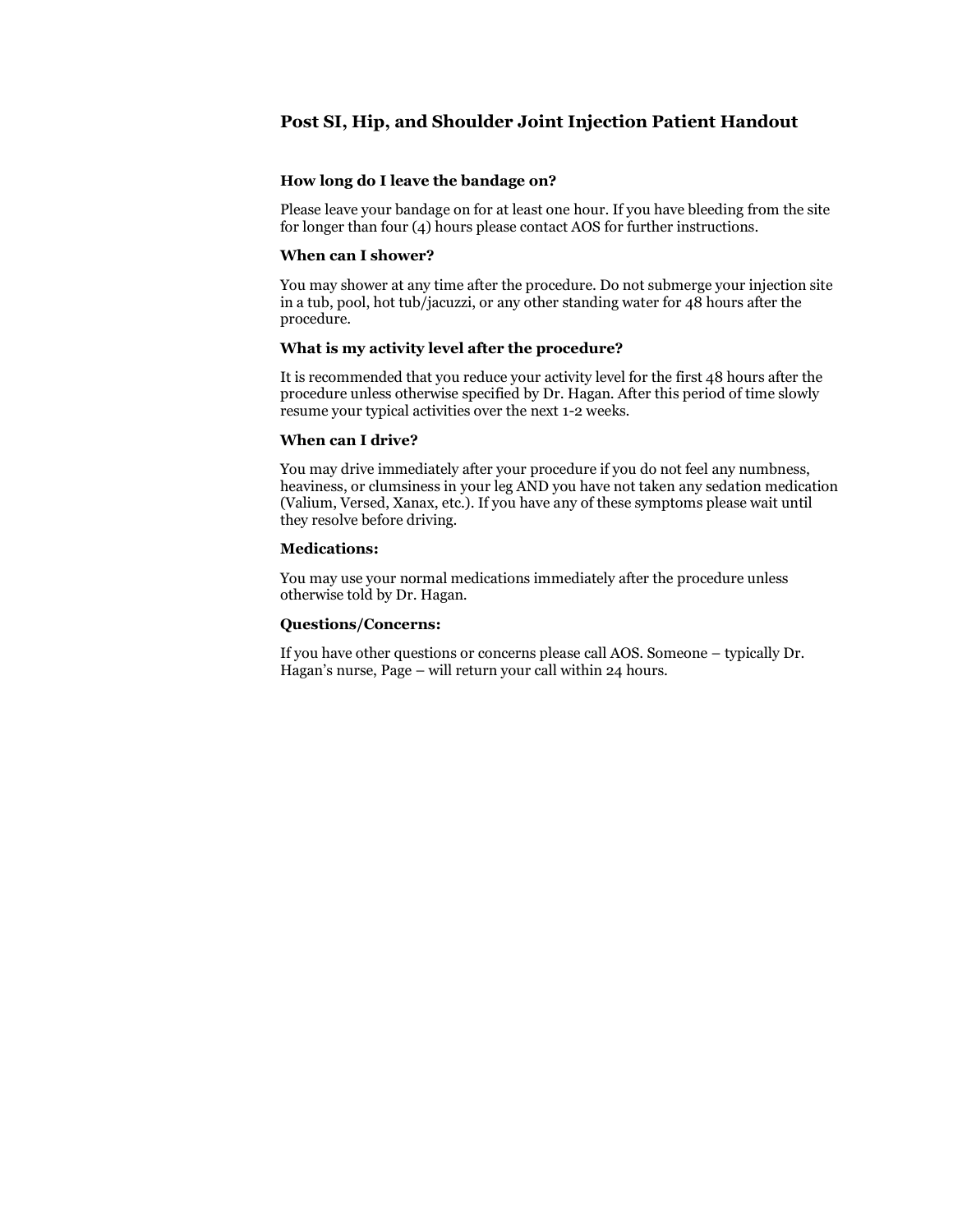## Post SI, Hip, and Shoulder Joint Injection Patient Handout

**How long do I leave the bandage on?**

Please leave your bandage on for at least one hour. If you have bleeding from the site for longer than four (4) hours please contact AOS for further instructions.

**When can I shower?**

You may shower at any time after the procedure. Do not submerge your injection site in a tub, pool, hot tub/jacuzzi, or any other standing water for 48 hours after the procedure.

**What is my activity level after the procedure?**

It is recommended that you reduce your activity level for the first 48 hours after the procedure unless otherwise specified by Dr. Hagan. After this period of time slowly resume your typical activities over the next 1-2 weeks.

**When can I drive?**

You may drive immediately after your procedure if you do not feel any numbness, heaviness, or clumsiness in your leg AND you have not taken any sedation medication (Valium, Versed, Xanax, etc.). If you have any of these symptoms please wait until they resolve before driving.

**Medications:**

You may use your normal medications immediately after the procedure unless otherwise told by Dr. Hagan.

**Questions/Concerns:**

If you have other questions or concerns please call AOS. Someone – typically Dr. Hagan's nurse, Page – will return your call within 24 hours.